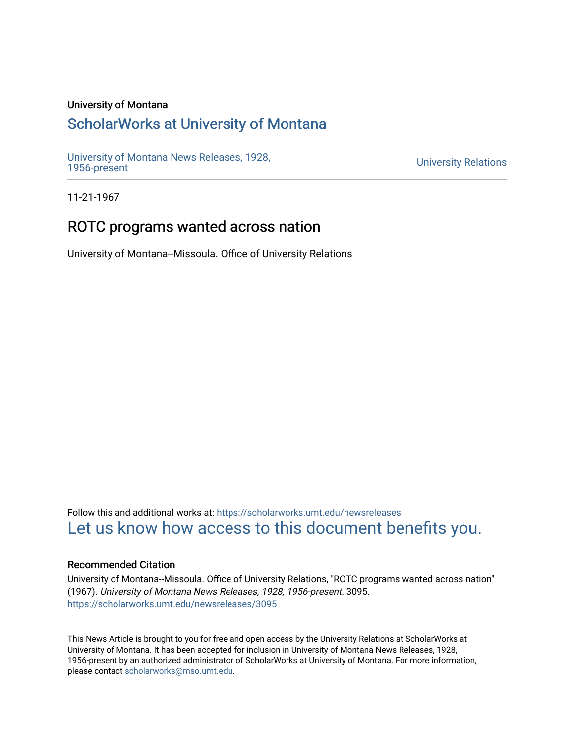University of Montana

# ScholarWorks at University of Montana

University of Montana News Releases, 1928, 1956-present

University Relations

11-21-1967

## ROTC programs wanted across nation

University of Montana--Missoula. Office of University Relations

Follow this and additional works at: https://scholarworks.umt.edu/newsreleases

Let us know how access to this document benefits you.

### Recommended Citation

University of Montana--Missoula. Office of University Relations, "ROTC programs wanted across nation" (1967). *University of Montana News Releases, 1928, 1956-present*. 3095.
https://scholarworks.umt.edu/newsreleases/3095

This News Article is brought to you for free and open access by the University Relations at ScholarWorks at University of Montana. It has been accepted for inclusion in University of Montana News Releases, 1928, 1956-present by an authorized administrator of ScholarWorks at University of Montana. For more information, please contact scholarworks@mso.umt.edu.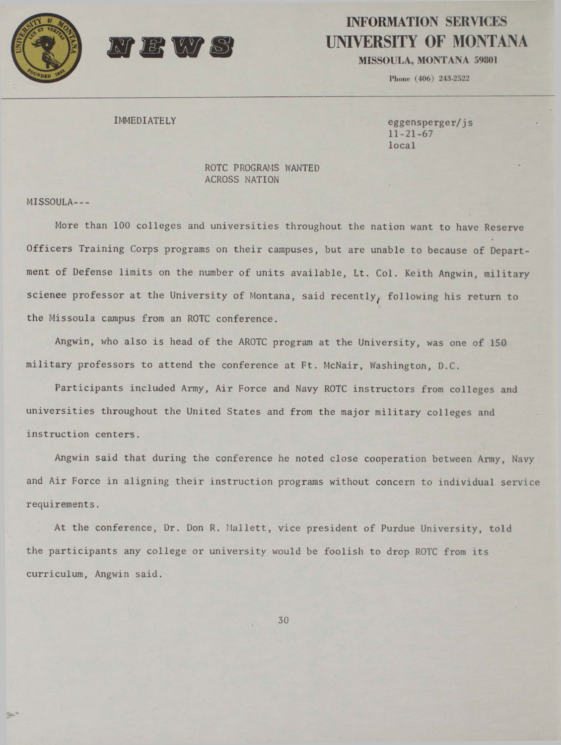**NEWS**

# INFORMATION SERVICES
# UNIVERSITY OF MONTANA
**MISSOULA, MONTANA 59801**

Phone (406) 243-2522

---

IMMEDIATELY

eggensperger/js
11-21-67
local

ROTC PROGRAMS WANTED
ACROSS NATION

MISSOULA---

More than 100 colleges and universities throughout the nation want to have Reserve Officers Training Corps programs on their campuses, but are unable to because of Department of Defense limits on the number of units available, Lt. Col. Keith Angwin, military scienee professor at the University of Montana, said recently, following his return to the Missoula campus from an ROTC conference.

Angwin, who also is head of the AROTC program at the University, was one of 150 military professors to attend the conference at Ft. McNair, Washington, D.C.

Participants included Army, Air Force and Navy ROTC instructors from colleges and universities throughout the United States and from the major military colleges and instruction centers.

Angwin said that during the conference he noted close cooperation between Army, Navy and Air Force in aligning their instruction programs without concern to individual service requirements.

At the conference, Dr. Don R. Mallett, vice president of Purdue University, told the participants any college or university would be foolish to drop ROTC from its curriculum, Angwin said.

30